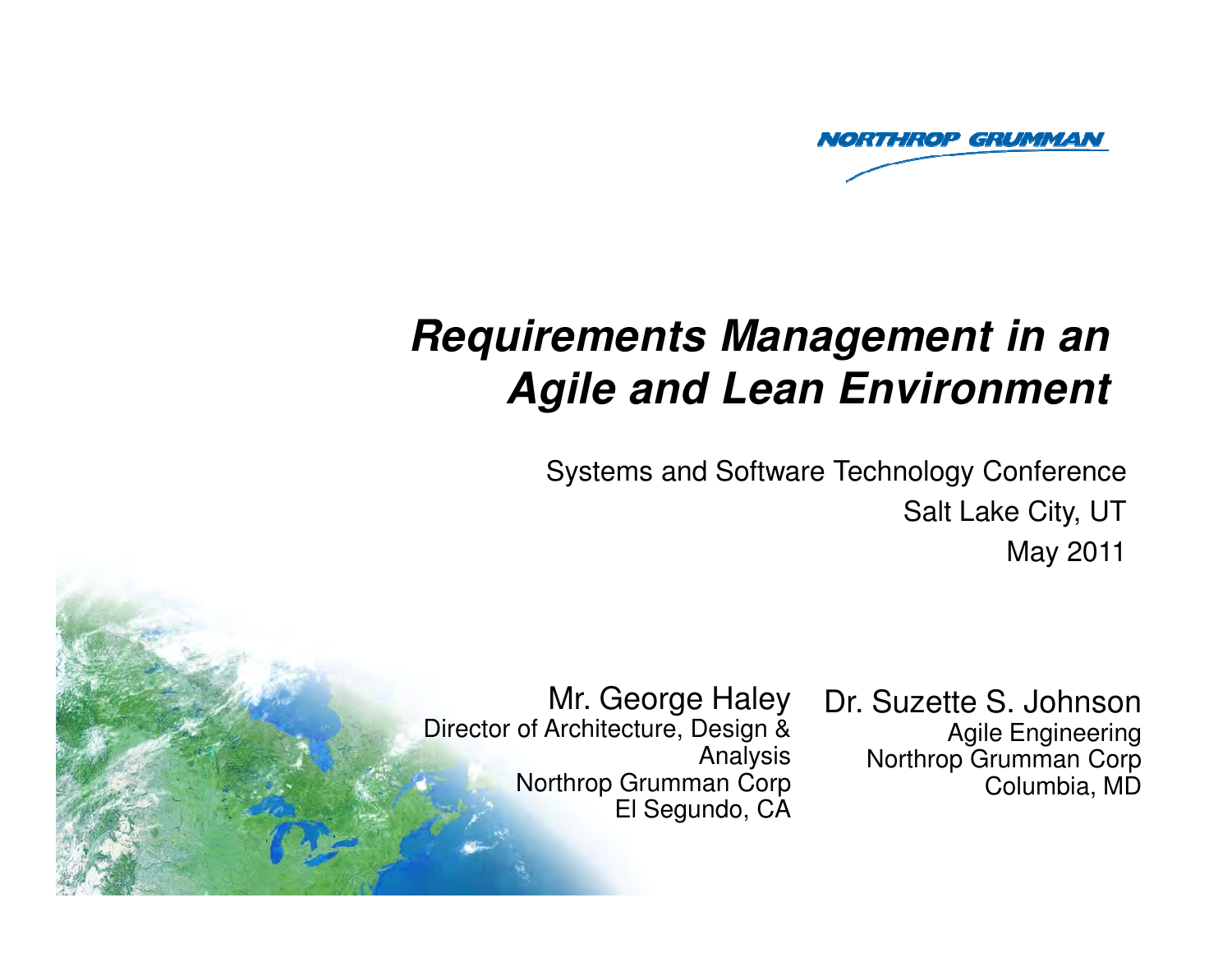NORTHROP GRUMMAN

# *Requirements Management in an Agile and Lean Environment*

Systems and Software Technology Conference

Salt Lake City, UT

May 2011

Mr. George Haley
Director of Architecture, Design & Analysis
Northrop Grumman Corp
El Segundo, CA

Dr. Suzette S. Johnson
Agile Engineering
Northrop Grumman Corp
Columbia, MD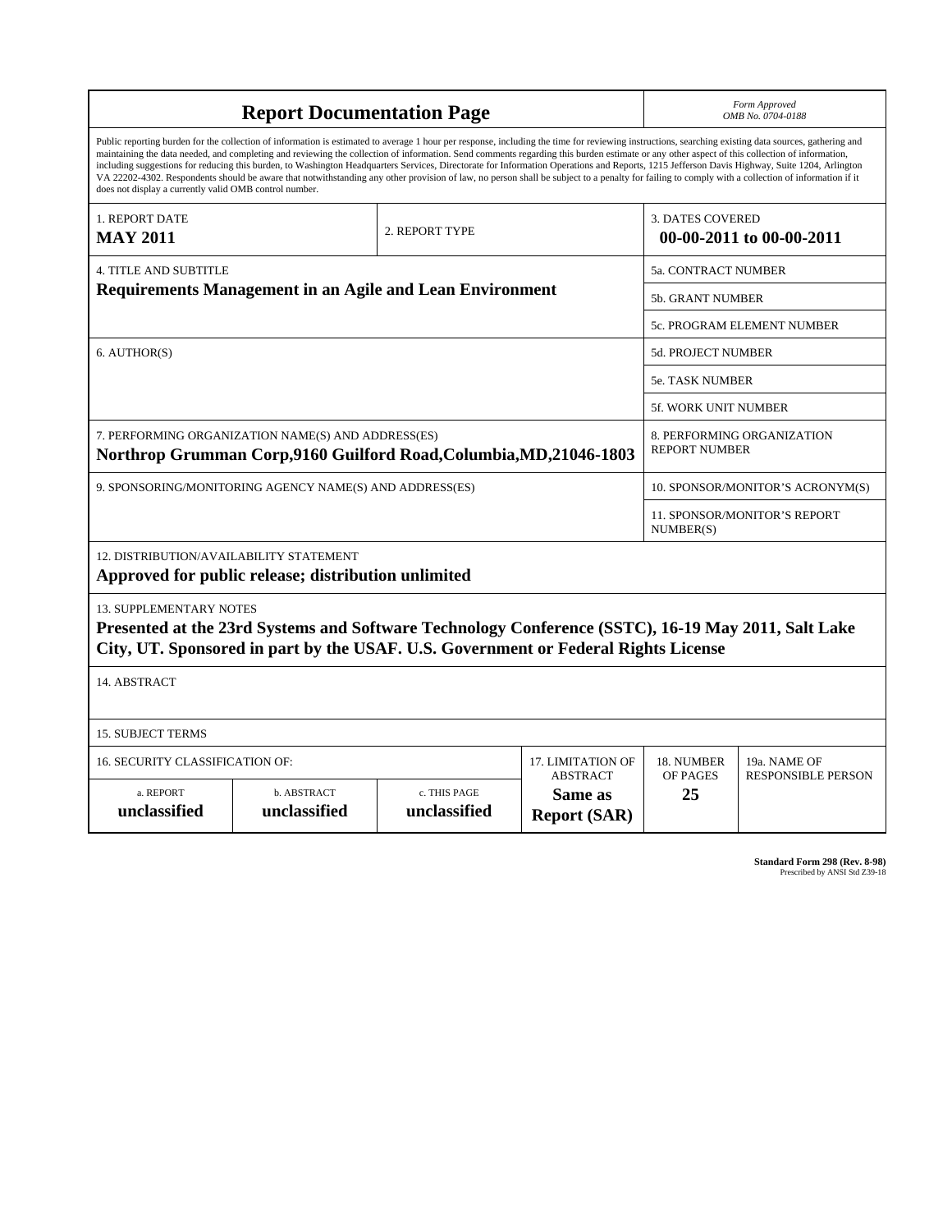# Report Documentation Page

*Form Approved*
*OMB No. 0704-0188*

Public reporting burden for the collection of information is estimated to average 1 hour per response, including the time for reviewing instructions, searching existing data sources, gathering and maintaining the data needed, and completing and reviewing the collection of information. Send comments regarding this burden estimate or any other aspect of this collection of information, including suggestions for reducing this burden, to Washington Headquarters Services, Directorate for Information Operations and Reports, 1215 Jefferson Davis Highway, Suite 1204, Arlington VA 22202-4302. Respondents should be aware that notwithstanding any other provision of law, no person shall be subject to a penalty for failing to comply with a collection of information if it does not display a currently valid OMB control number.

| 1. REPORT DATE | 2. REPORT TYPE | 3. DATES COVERED |
|---|---|---|
| **MAY 2011** | | **00-00-2011 to 00-00-2011** |

| 4. TITLE AND SUBTITLE | |
|---|---|
| **Requirements Management in an Agile and Lean Environment** | 5a. CONTRACT NUMBER |
| | 5b. GRANT NUMBER |
| | 5c. PROGRAM ELEMENT NUMBER |
| 6. AUTHOR(S) | 5d. PROJECT NUMBER |
| | 5e. TASK NUMBER |
| | 5f. WORK UNIT NUMBER |
| 7. PERFORMING ORGANIZATION NAME(S) AND ADDRESS(ES) **Northrop Grumman Corp,9160 Guilford Road,Columbia,MD,21046-1803** | 8. PERFORMING ORGANIZATION REPORT NUMBER |
| 9. SPONSORING/MONITORING AGENCY NAME(S) AND ADDRESS(ES) | 10. SPONSOR/MONITOR'S ACRONYM(S) |
| | 11. SPONSOR/MONITOR'S REPORT NUMBER(S) |

12. DISTRIBUTION/AVAILABILITY STATEMENT
**Approved for public release; distribution unlimited**

13. SUPPLEMENTARY NOTES
**Presented at the 23rd Systems and Software Technology Conference (SSTC), 16-19 May 2011, Salt Lake City, UT. Sponsored in part by the USAF. U.S. Government or Federal Rights License**

14. ABSTRACT

15. SUBJECT TERMS

| 16. SECURITY CLASSIFICATION OF: | | | 17. LIMITATION OF ABSTRACT | 18. NUMBER OF PAGES | 19a. NAME OF RESPONSIBLE PERSON |
|---|---|---|---|---|---|
| a. REPORT | b. ABSTRACT | c. THIS PAGE | | | |
| **unclassified** | **unclassified** | **unclassified** | **Same as Report (SAR)** | **25** | |

**Standard Form 298 (Rev. 8-98)**
Prescribed by ANSI Std Z39-18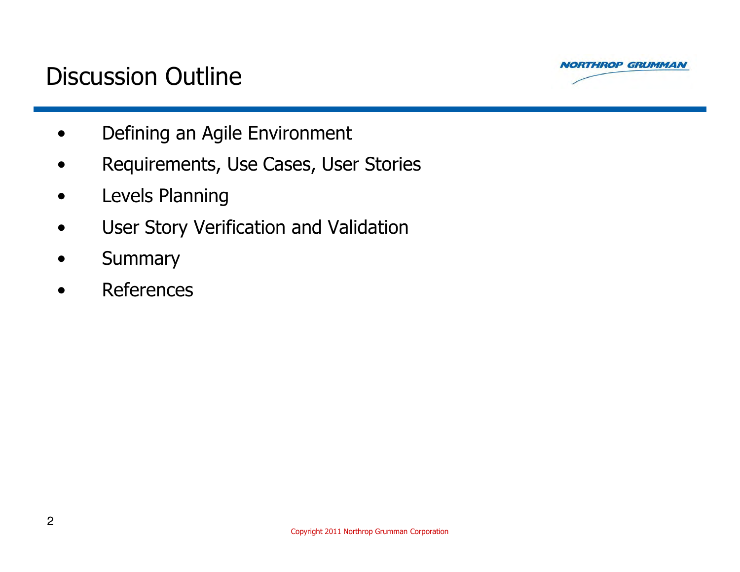# Discussion Outline

- Defining an Agile Environment
- Requirements, Use Cases, User Stories
- Levels Planning
- User Story Verification and Validation
- Summary
- References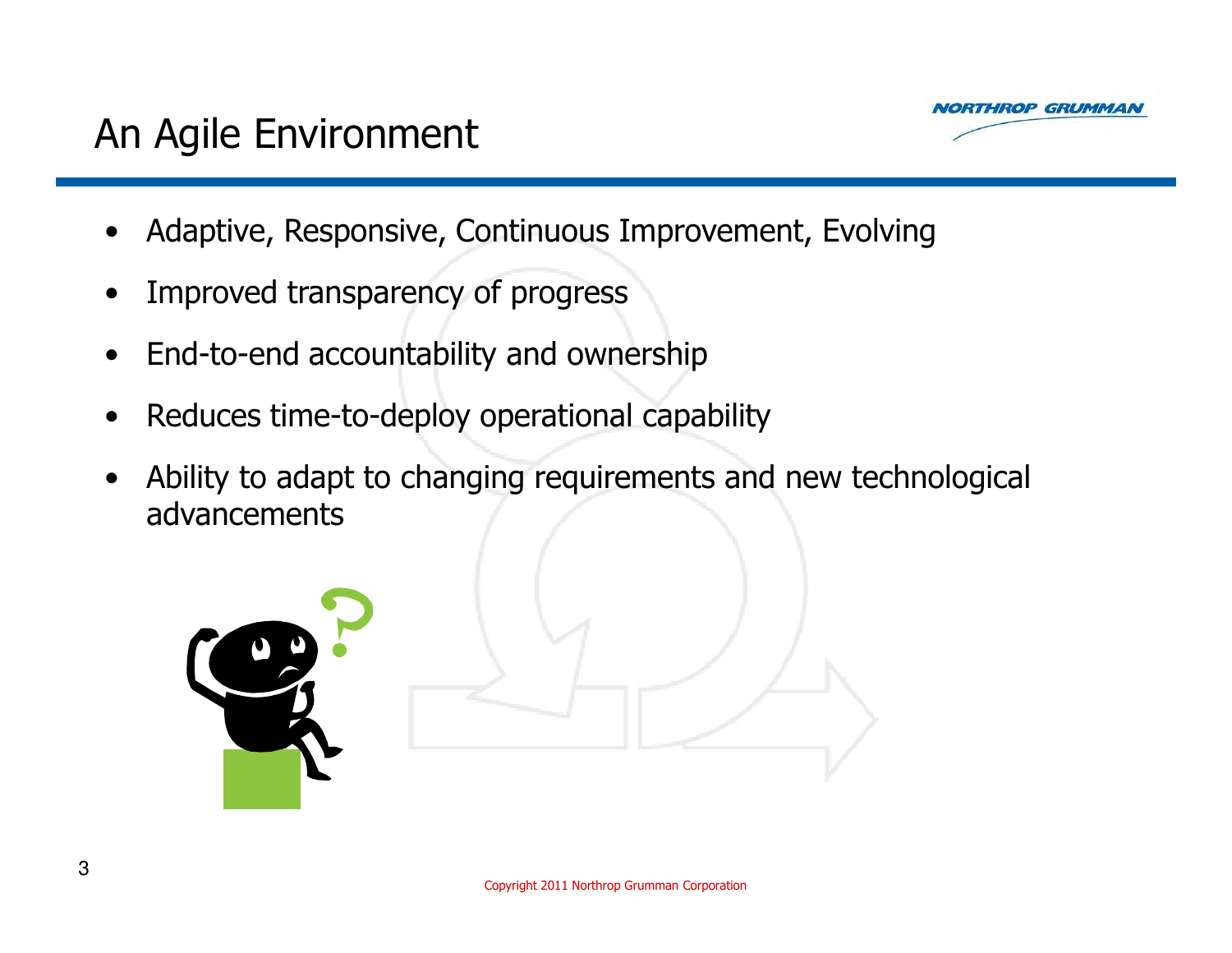# An Agile Environment

- Adaptive, Responsive, Continuous Improvement, Evolving
- Improved transparency of progress
- End-to-end accountability and ownership
- Reduces time-to-deploy operational capability
- Ability to adapt to changing requirements and new technological advancements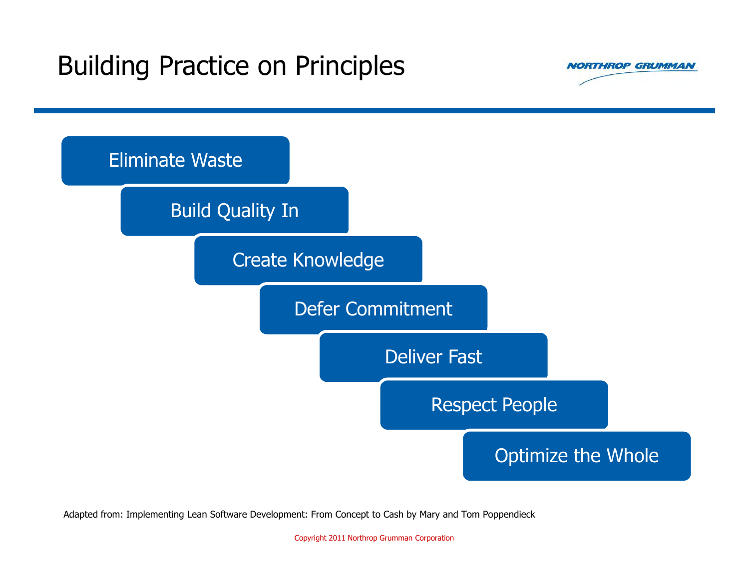# Building Practice on Principles

- Eliminate Waste
- Build Quality In
- Create Knowledge
- Defer Commitment
- Deliver Fast
- Respect People
- Optimize the Whole

Adapted from: Implementing Lean Software Development: From Concept to Cash by Mary and Tom Poppendieck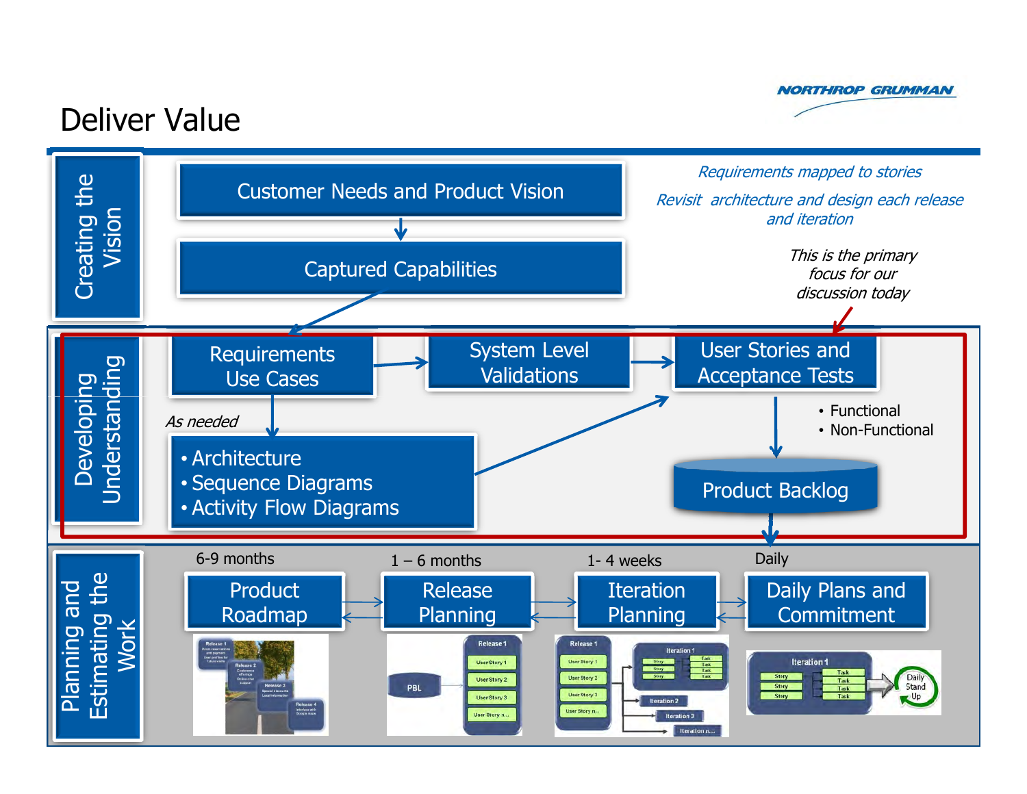# Deliver Value

*Requirements mapped to stories*

*Revisit architecture and design each release and iteration*

*This is the primary focus for our discussion today*

## Creating the Vision

- Customer Needs and Product Vision
- Captured Capabilities

## Developing Understanding

- Requirements Use Cases
- System Level Validations
- User Stories and Acceptance Tests
  - Functional
  - Non-Functional
- *As needed*
  - Architecture
  - Sequence Diagrams
  - Activity Flow Diagrams
- Product Backlog

## Planning and Estimating the Work

| 6-9 months | 1 – 6 months | 1- 4 weeks | Daily |
|---|---|---|---|
| Product Roadmap | Release Planning | Iteration Planning | Daily Plans and Commitment |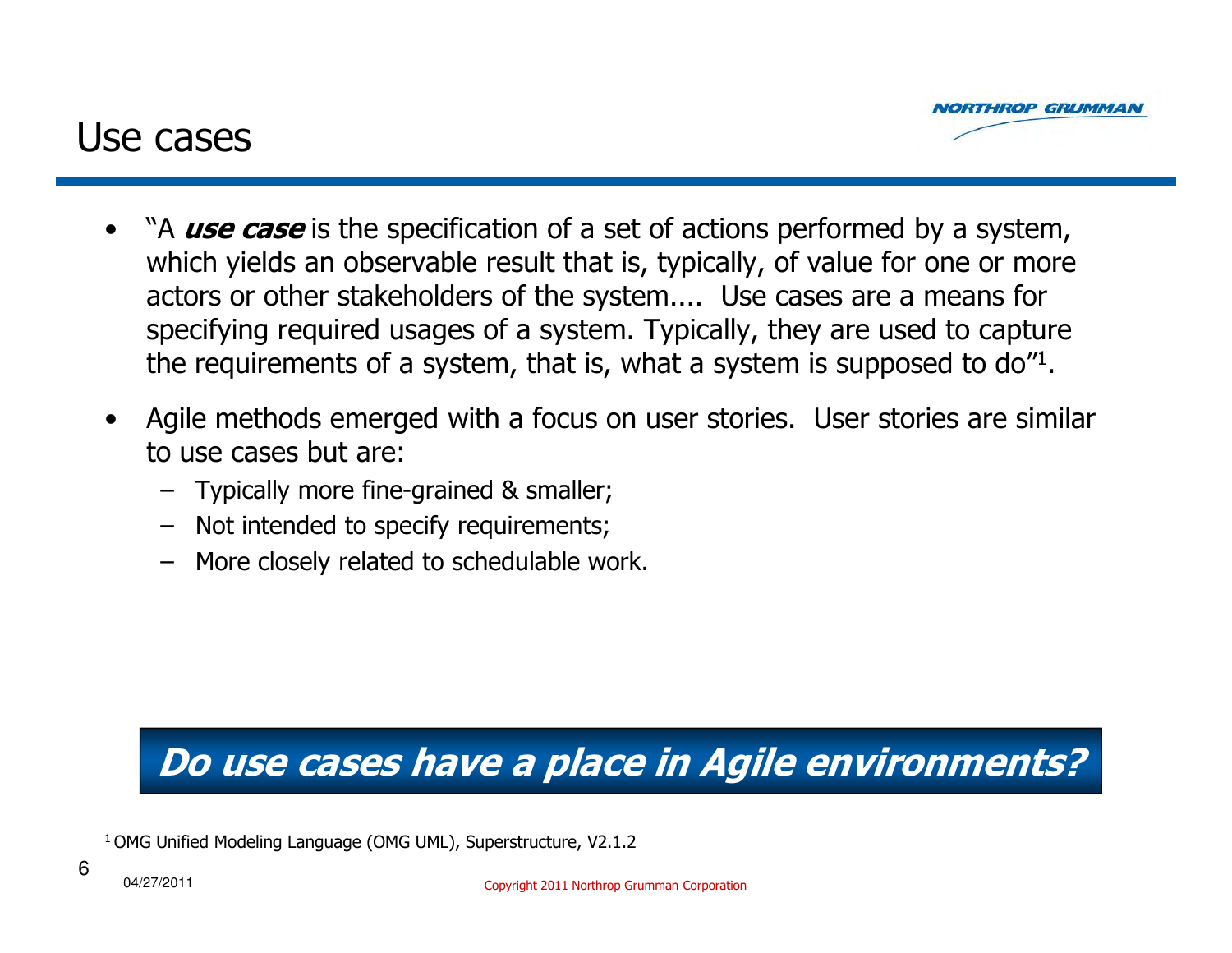# Use cases

- "A ***use case*** is the specification of a set of actions performed by a system, which yields an observable result that is, typically, of value for one or more actors or other stakeholders of the system.... Use cases are a means for specifying required usages of a system. Typically, they are used to capture the requirements of a system, that is, what a system is supposed to do"[1].
- Agile methods emerged with a focus on user stories. User stories are similar to use cases but are:
  - Typically more fine-grained & smaller;
  - Not intended to specify requirements;
  - More closely related to schedulable work.

***Do use cases have a place in Agile environments?***

[1] OMG Unified Modeling Language (OMG UML), Superstructure, V2.1.2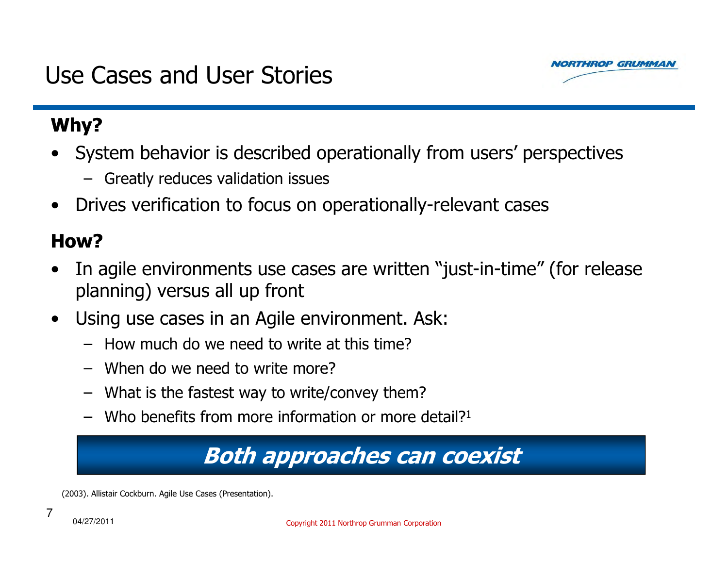# Use Cases and User Stories

## Why?

- System behavior is described operationally from users' perspectives
  - Greatly reduces validation issues
- Drives verification to focus on operationally-relevant cases

## How?

- In agile environments use cases are written "just-in-time" (for release planning) versus all up front
- Using use cases in an Agile environment. Ask:
  - How much do we need to write at this time?
  - When do we need to write more?
  - What is the fastest way to write/convey them?
  - Who benefits from more information or more detail?[1]

***Both approaches can coexist***

(2003). Allistair Cockburn. Agile Use Cases (Presentation).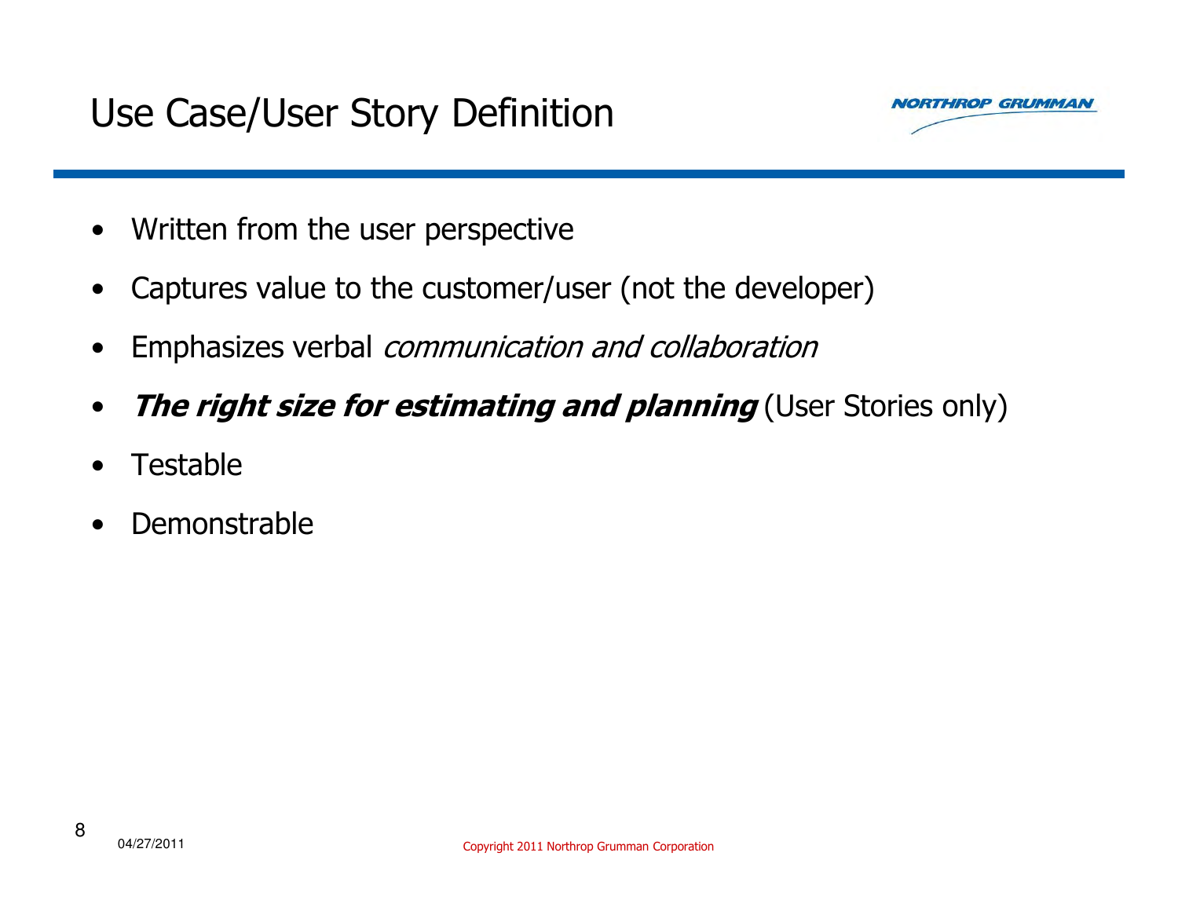# Use Case/User Story Definition

- Written from the user perspective
- Captures value to the customer/user (not the developer)
- Emphasizes verbal *communication and collaboration*
- ***The right size for estimating and planning*** (User Stories only)
- Testable
- Demonstrable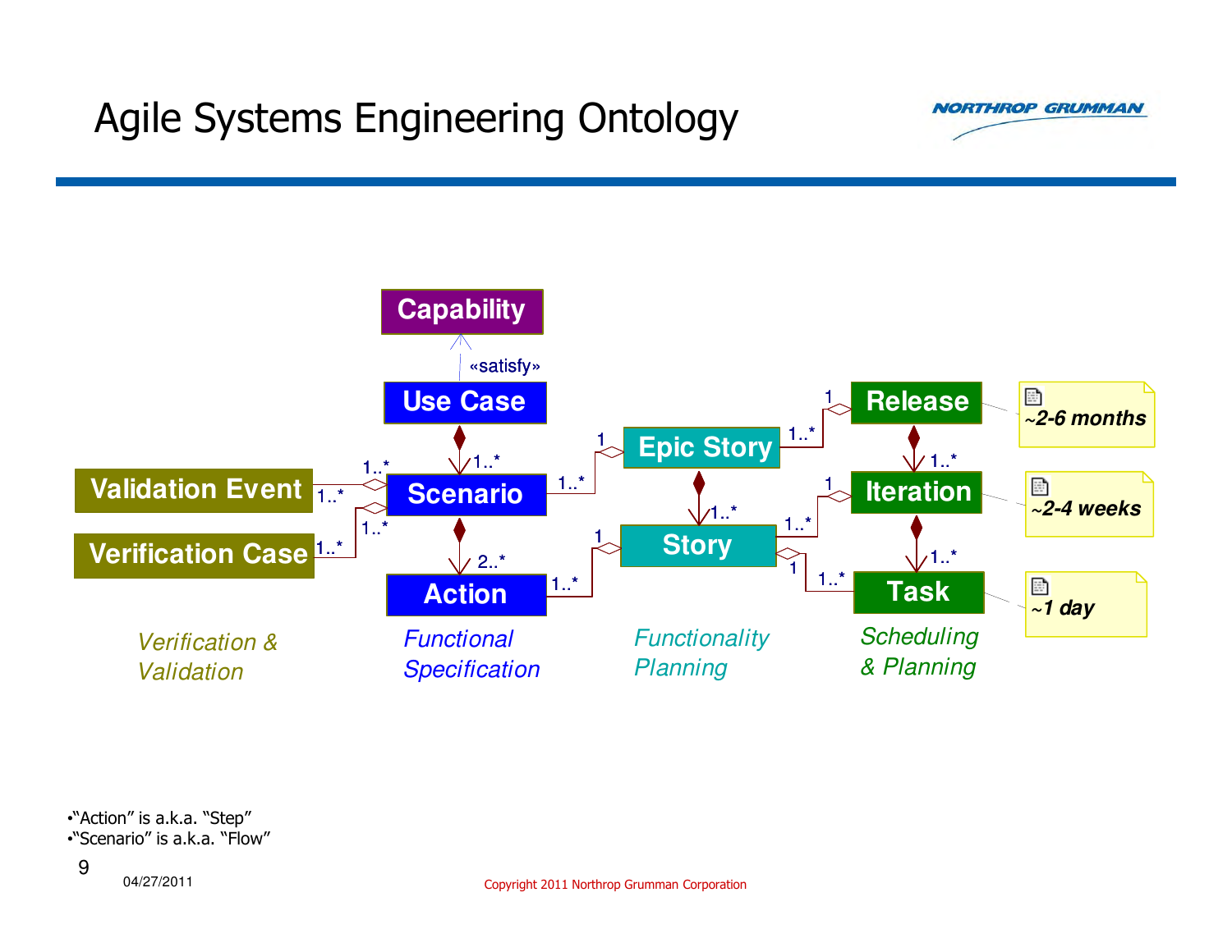# Agile Systems Engineering Ontology

Capability

«satisfy»

Use Case

Validation Event

Verification Case

Scenario

Action

Epic Story

Story

Release

Iteration

Task

~2-6 months

~2-4 weeks

~1 day

1..*

2..*

1

*Verification & Validation*

*Functional Specification*

*Functionality Planning*

*Scheduling & Planning*

- "Action" is a.k.a. "Step"
- "Scenario" is a.k.a. "Flow"

04/27/2011

Copyright 2011 Northrop Grumman Corporation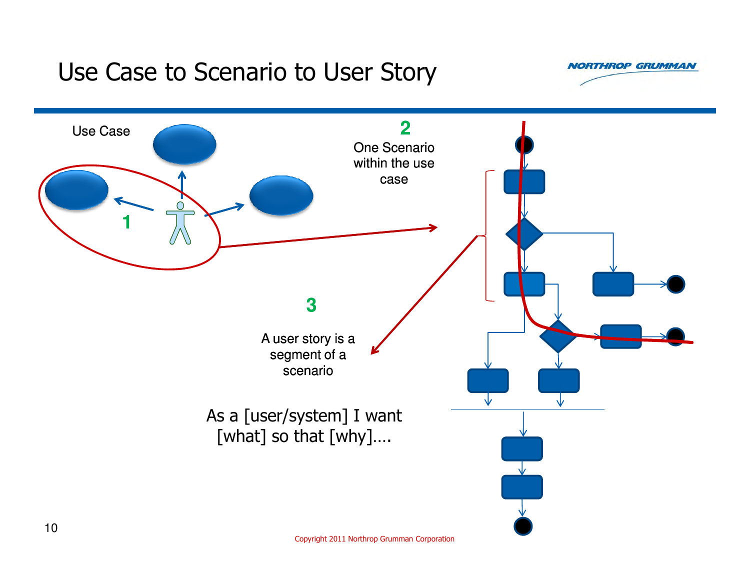# Use Case to Scenario to User Story

Use Case

1

2

One Scenario within the use case

3

A user story is a segment of a scenario

As a [user/system] I want [what] so that [why]….

Copyright 2011 Northrop Grumman Corporation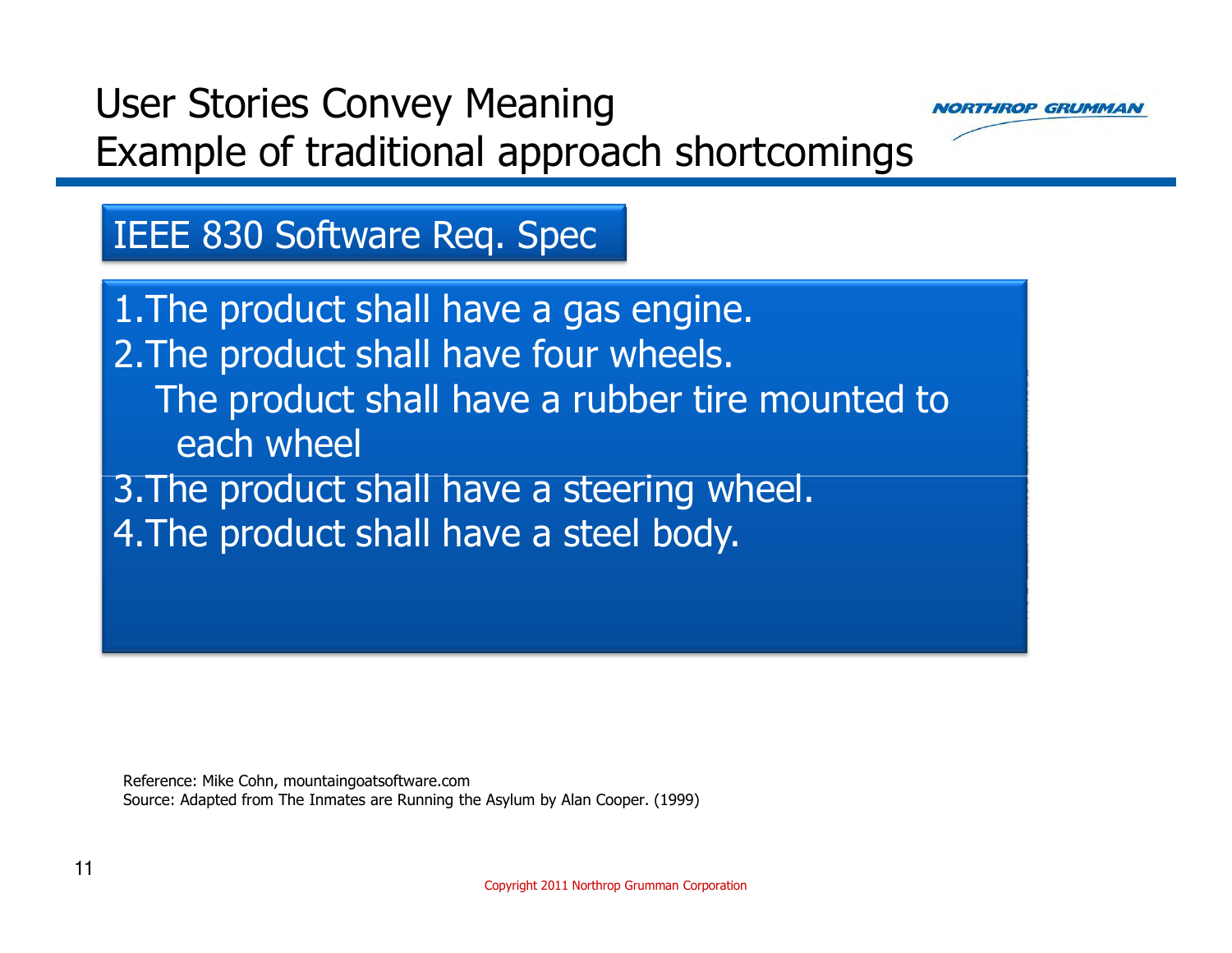# User Stories Convey Meaning
## Example of traditional approach shortcomings

### IEEE 830 Software Req. Spec

1. The product shall have a gas engine.
2. The product shall have four wheels.
   - The product shall have a rubber tire mounted to each wheel
3. The product shall have a steering wheel.
4. The product shall have a steel body.

Reference: Mike Cohn, mountaingoatsoftware.com
Source: Adapted from The Inmates are Running the Asylum by Alan Cooper. (1999)

Copyright 2011 Northrop Grumman Corporation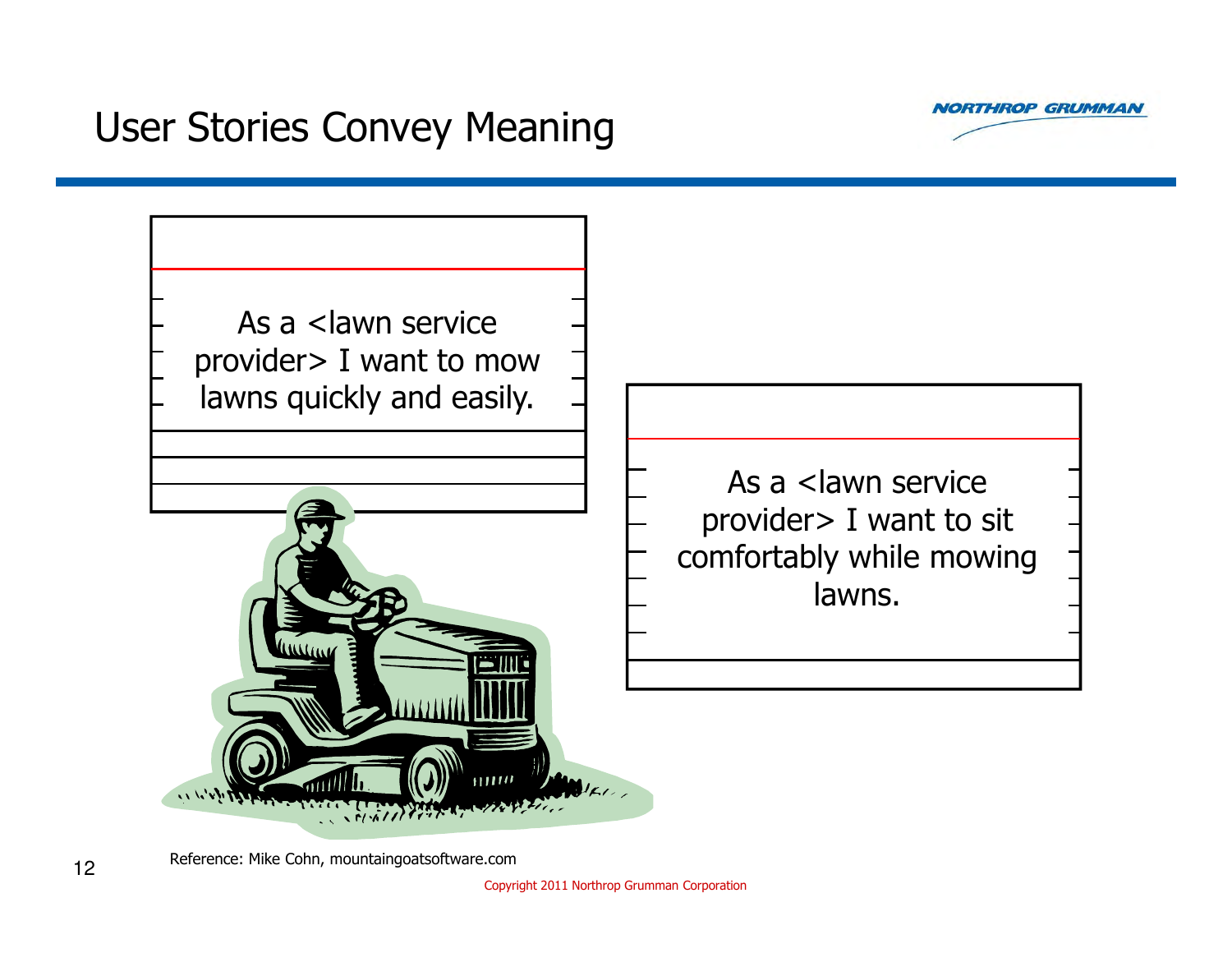# User Stories Convey Meaning

As a <lawn service provider> I want to mow lawns quickly and easily.

As a <lawn service provider> I want to sit comfortably while mowing lawns.

Reference: Mike Cohn, mountaingoatsoftware.com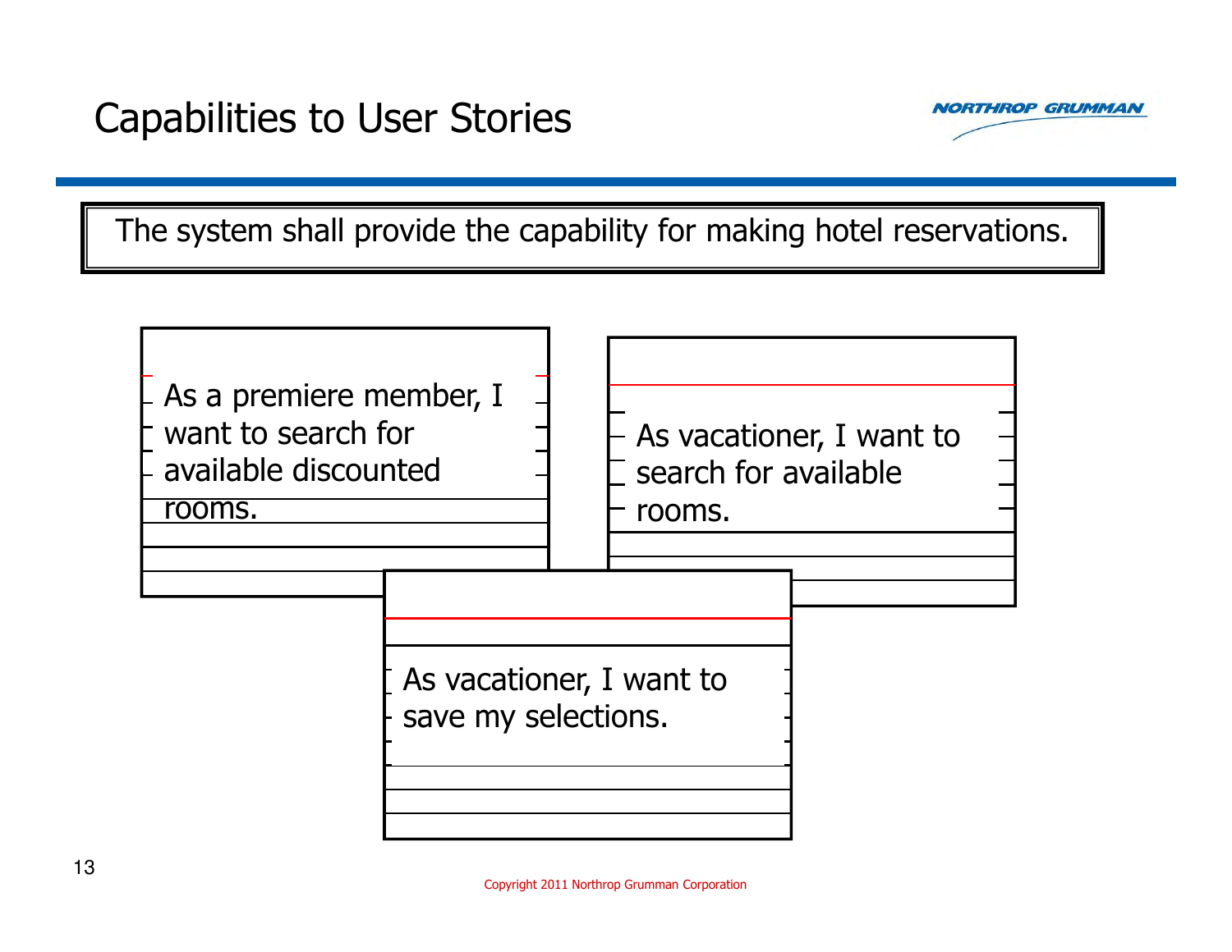# Capabilities to User Stories

The system shall provide the capability for making hotel reservations.

As a premiere member, I want to search for available discounted rooms.

As vacationer, I want to search for available rooms.

As vacationer, I want to save my selections.

Copyright 2011 Northrop Grumman Corporation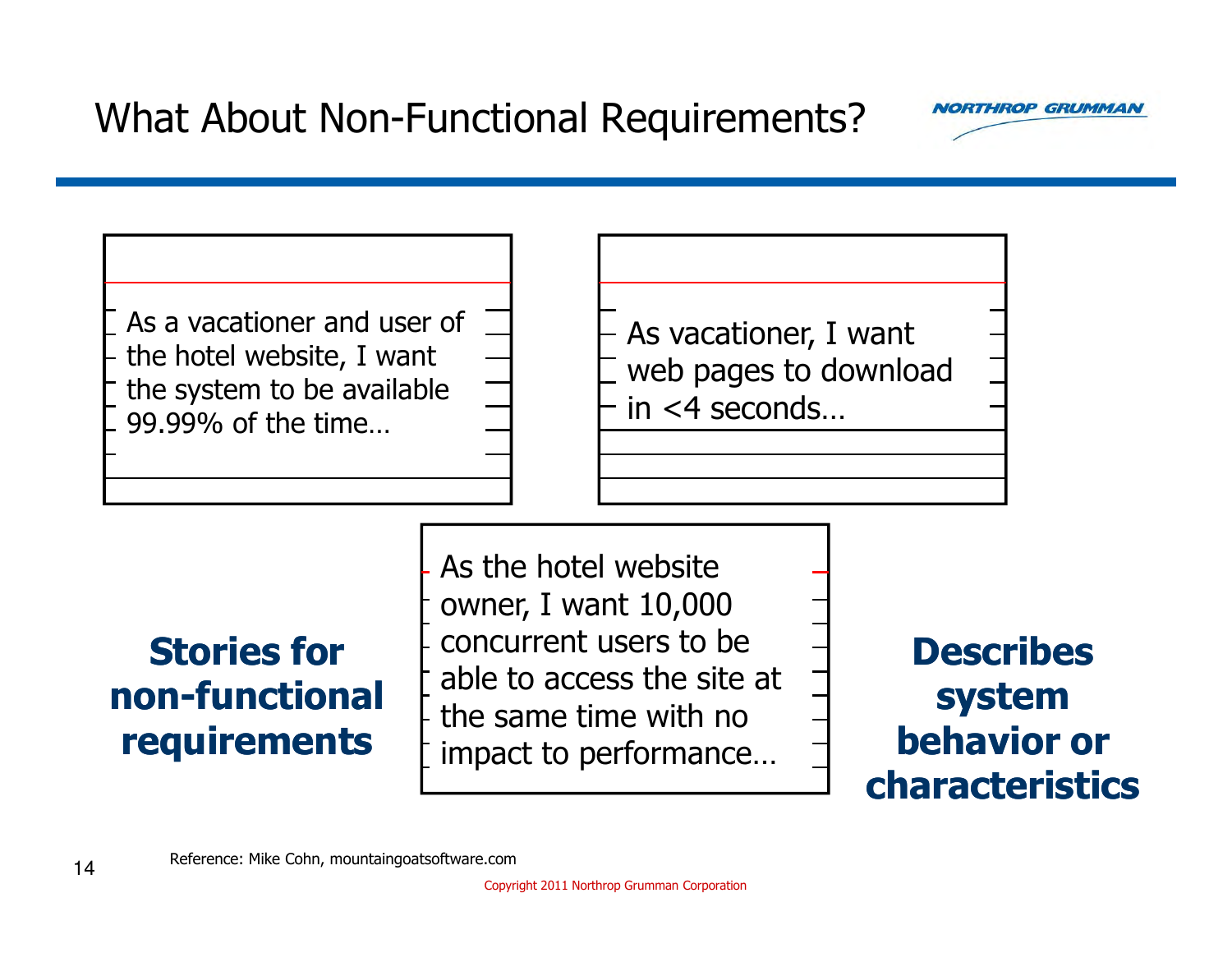# What About Non-Functional Requirements?

> As a vacationer and user of the hotel website, I want the system to be available 99.99% of the time…

> As vacationer, I want web pages to download in <4 seconds…

> As the hotel website owner, I want 10,000 concurrent users to be able to access the site at the same time with no impact to performance…

**Stories for non-functional requirements**

**Describes system behavior or characteristics**

Reference: Mike Cohn, mountaingoatsoftware.com

Copyright 2011 Northrop Grumman Corporation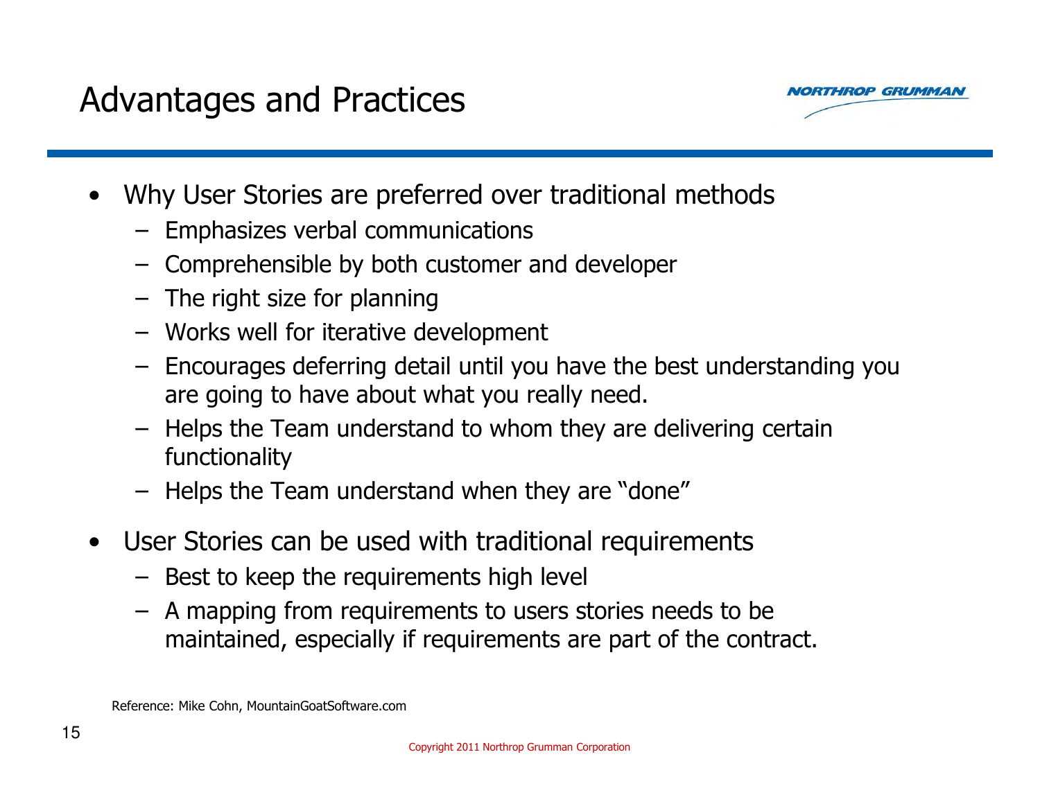# Advantages and Practices

- Why User Stories are preferred over traditional methods
  - Emphasizes verbal communications
  - Comprehensible by both customer and developer
  - The right size for planning
  - Works well for iterative development
  - Encourages deferring detail until you have the best understanding you are going to have about what you really need.
  - Helps the Team understand to whom they are delivering certain functionality
  - Helps the Team understand when they are "done"
- User Stories can be used with traditional requirements
  - Best to keep the requirements high level
  - A mapping from requirements to users stories needs to be maintained, especially if requirements are part of the contract.

Reference: Mike Cohn, MountainGoatSoftware.com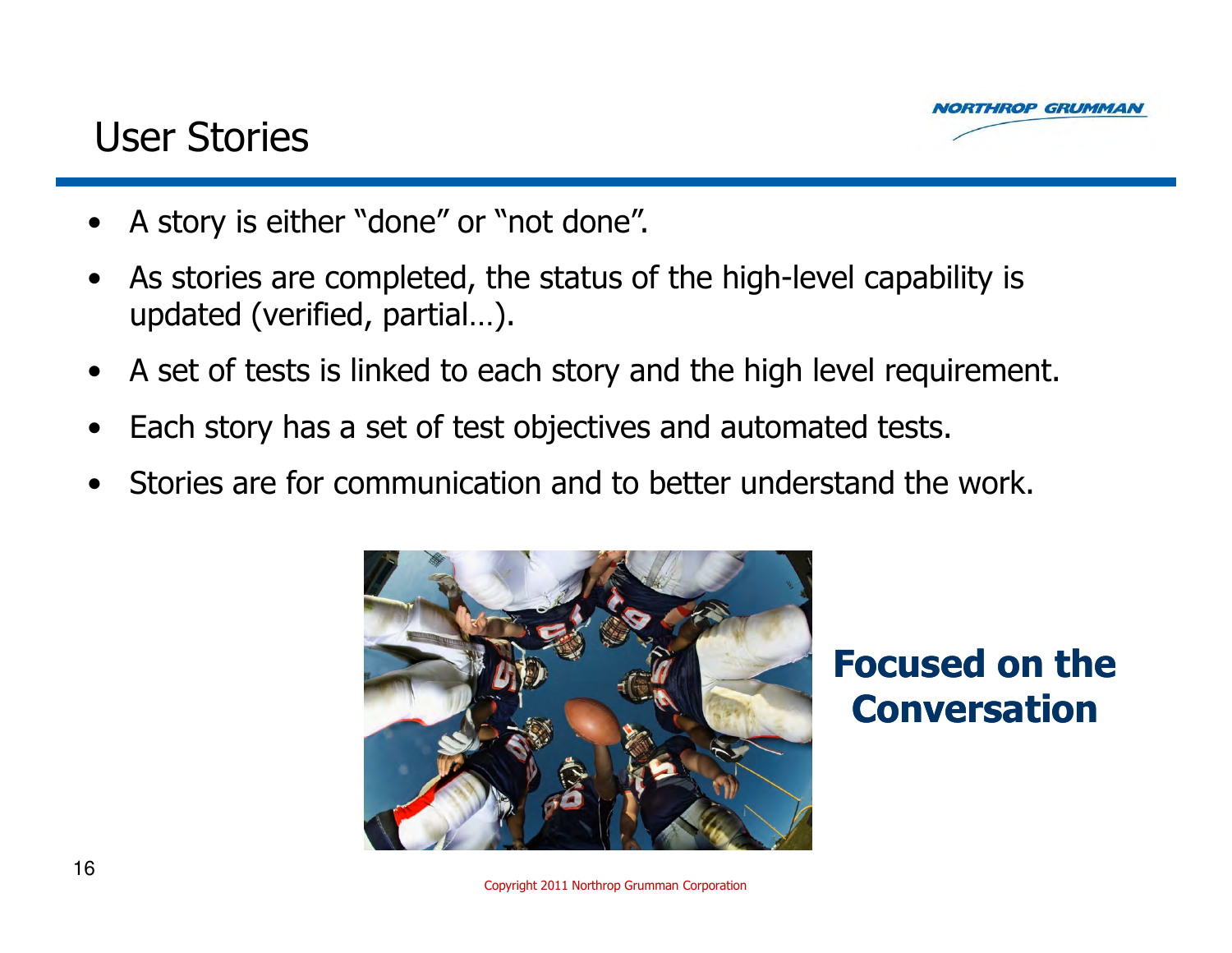# User Stories

- A story is either "done" or "not done".
- As stories are completed, the status of the high-level capability is updated (verified, partial…).
- A set of tests is linked to each story and the high level requirement.
- Each story has a set of test objectives and automated tests.
- Stories are for communication and to better understand the work.

**Focused on the Conversation**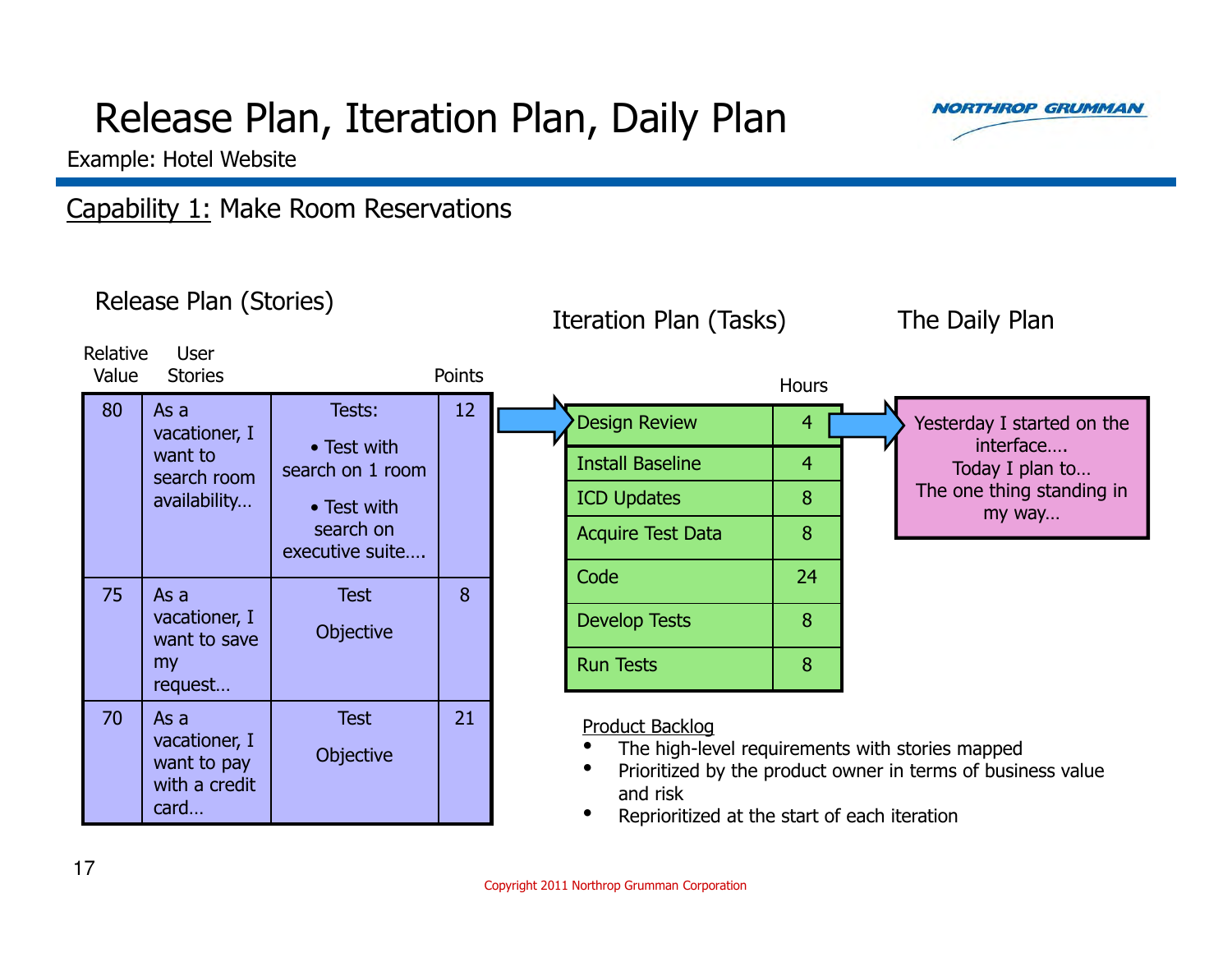# Release Plan, Iteration Plan, Daily Plan

Example: Hotel Website

Capability 1: Make Room Reservations

### Release Plan (Stories)

| Relative Value | User Stories | | Points |
|---|---|---|---|
| 80 | As a vacationer, I want to search room availability… | Tests: • Test with search on 1 room • Test with search on executive suite…. | 12 |
| 75 | As a vacationer, I want to save my request… | Test Objective | 8 |
| 70 | As a vacationer, I want to pay with a credit card… | Test Objective | 21 |

### Iteration Plan (Tasks)

| Task | Hours |
|---|---|
| Design Review | 4 |
| Install Baseline | 4 |
| ICD Updates | 8 |
| Acquire Test Data | 8 |
| Code | 24 |
| Develop Tests | 8 |
| Run Tests | 8 |

### The Daily Plan

Yesterday I started on the interface….
Today I plan to…
The one thing standing in my way…

Product Backlog

- The high-level requirements with stories mapped
- Prioritized by the product owner in terms of business value and risk
- Reprioritized at the start of each iteration

Copyright 2011 Northrop Grumman Corporation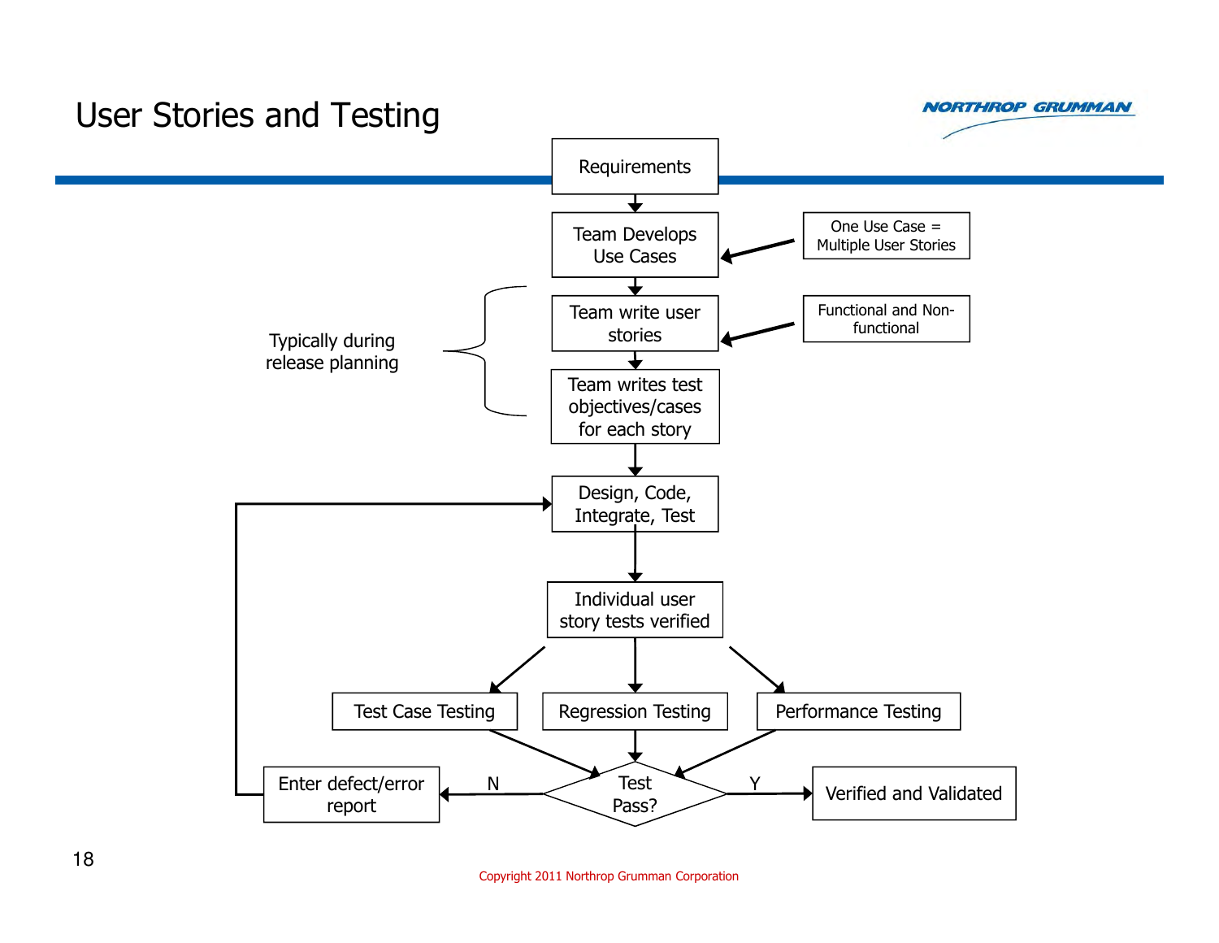# User Stories and Testing

Requirements

Team Develops Use Cases

One Use Case = Multiple User Stories

Typically during release planning

Team write user stories

Functional and Non-functional

Team writes test objectives/cases for each story

Design, Code, Integrate, Test

Individual user story tests verified

Test Case Testing

Regression Testing

Performance Testing

Test Pass?

N

Enter defect/error report

Y

Verified and Validated

Copyright 2011 Northrop Grumman Corporation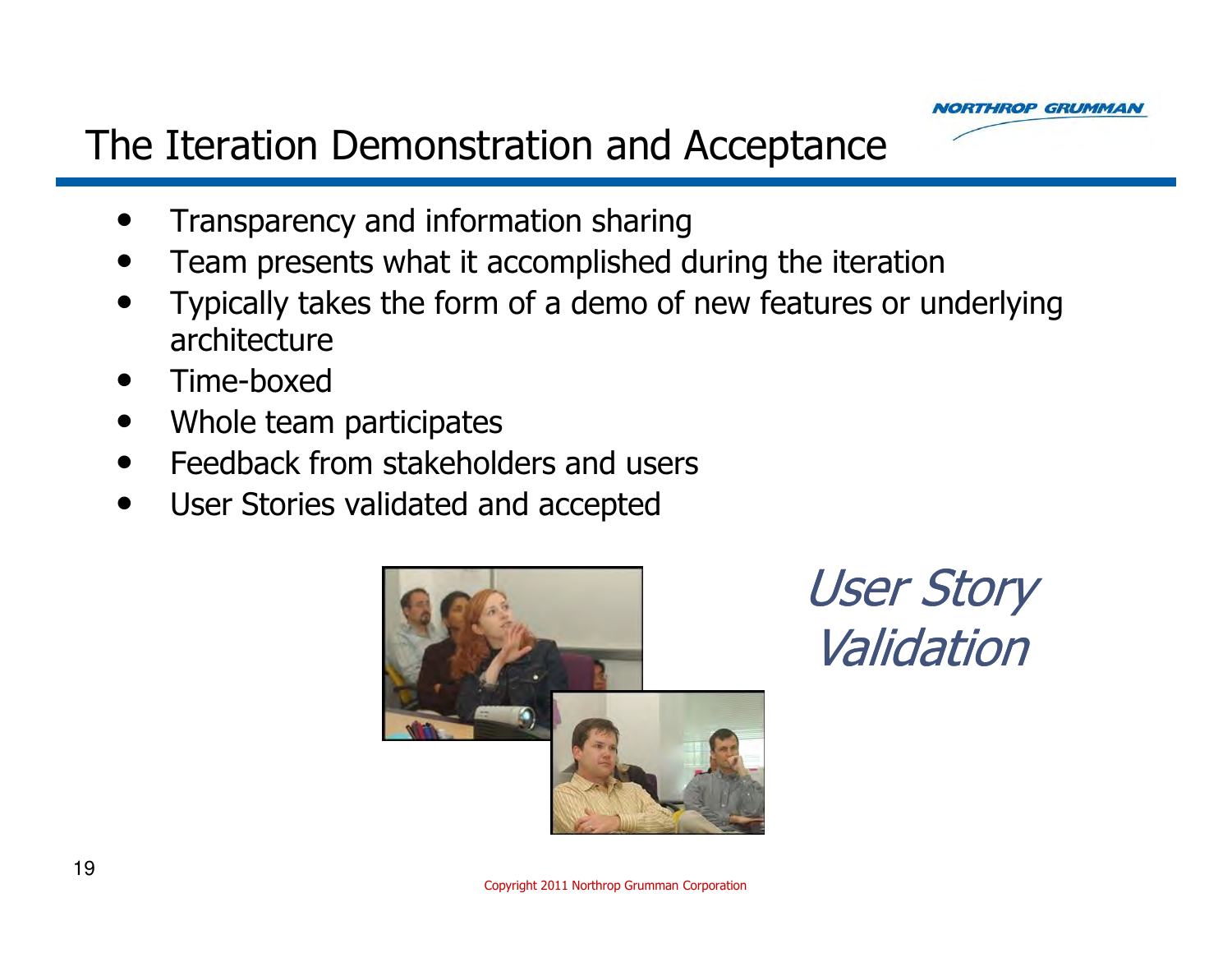# The Iteration Demonstration and Acceptance

- Transparency and information sharing
- Team presents what it accomplished during the iteration
- Typically takes the form of a demo of new features or underlying architecture
- Time-boxed
- Whole team participates
- Feedback from stakeholders and users
- User Stories validated and accepted

*User Story Validation*

Copyright 2011 Northrop Grumman Corporation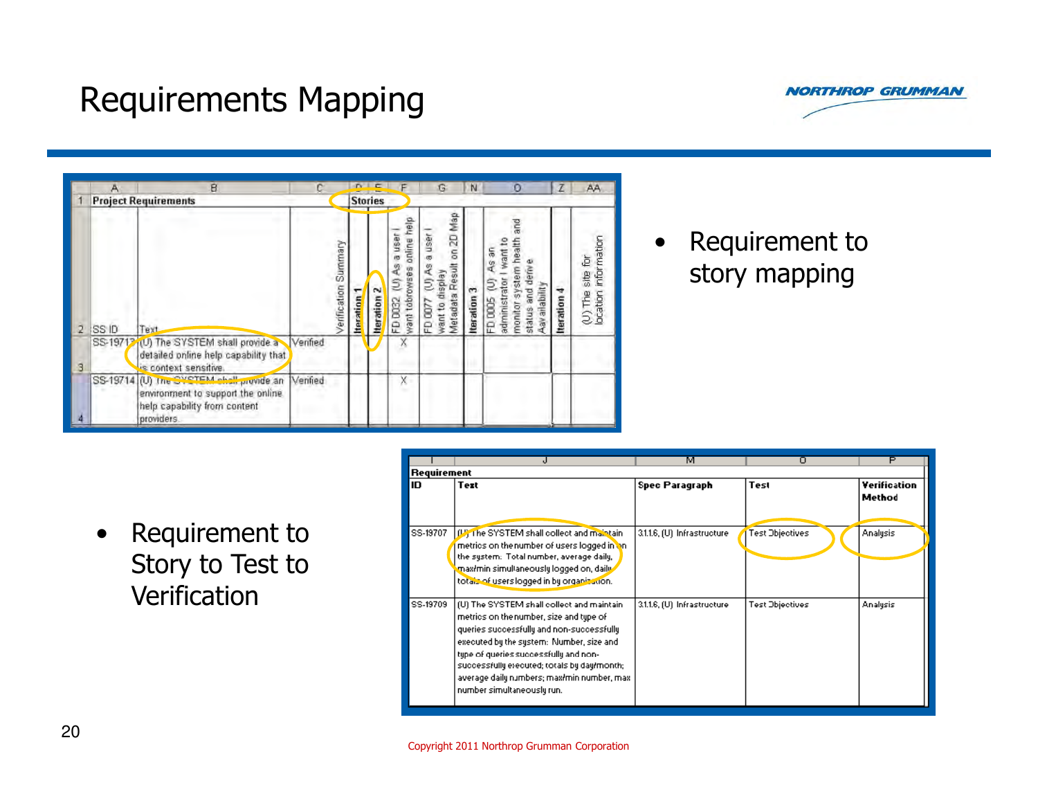# Requirements Mapping

| A | B | C | D | E | F | G | N | O | Z | AA |
|---|---|---|---|---|---|---|---|---|---|---|
| **Project Requirements** | | | **Stories** | | | | | | | |
| SS ID | Text | Verification Summary | **Iteration 1** | **Iteration 2** | FD 0032 (U) As a user I want to browses online help | FD 0077 (U) As a user I want to display Metadata Result on 2D Map | **Iteration 3** | FD 0005 (U) As an administrator I want to monitor system health and status and derive Availability | **Iteration 4** | (U) The site for location information |
| SS-19713 | (U) The SYSTEM shall provide a detailed online help capability that is context sensitive. | Verified | | | X | | | | | |
| SS-19714 | (U) The SYSTEM shall provide an environment to support the online help capability from content providers. | Verified | | | X | | | | | |

- Requirement to story mapping

| Requirement ID | Text | Spec Paragraph | Test | Verification Method |
|---|---|---|---|---|
| SS-19707 | (U) The SYSTEM shall collect and maintain metrics on the number of users logged in on the system: Total number, average daily, max/min simultaneously logged on, daily totals of users logged in by organization. | 3.1.1.6, (U) Infrastructure | Test Objectives | Analysis |
| SS-19709 | (U) The SYSTEM shall collect and maintain metrics on the number, size and type of queries successfully and non-successfully executed by the system: Number, size and type of queries successfully and non-successfully executed; totals by day/month; average daily numbers; max/min number, max number simultaneously run. | 3.1.1.6, (U) Infrastructure | Test Objectives | Analysis |

- Requirement to Story to Test to Verification

Copyright 2011 Northrop Grumman Corporation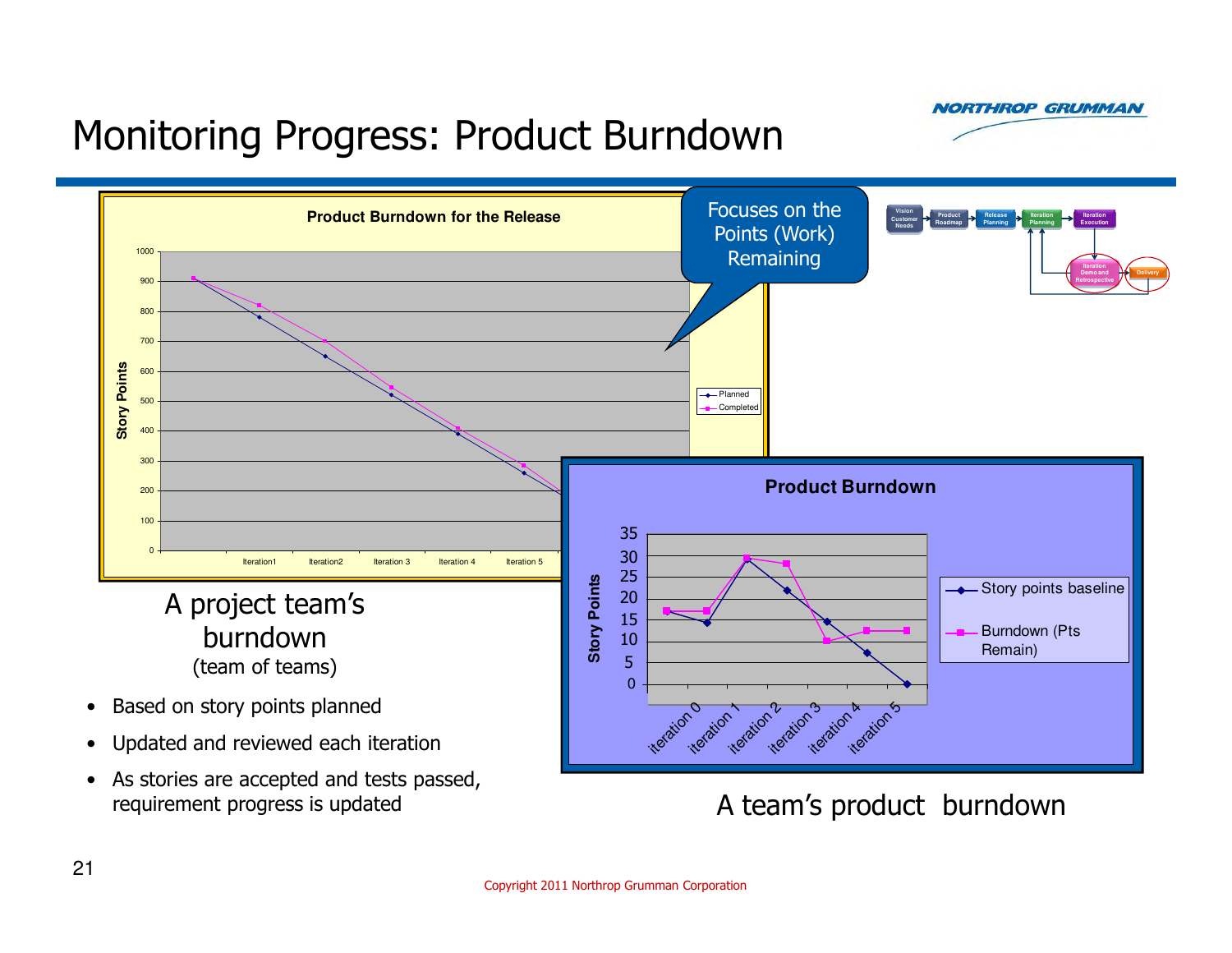# Monitoring Progress: Product Burndown

Focuses on the Points (Work) Remaining

A project team's burndown
(team of teams)

- Based on story points planned
- Updated and reviewed each iteration
- As stories are accepted and tests passed, requirement progress is updated

A team's product burndown

Copyright 2011 Northrop Grumman Corporation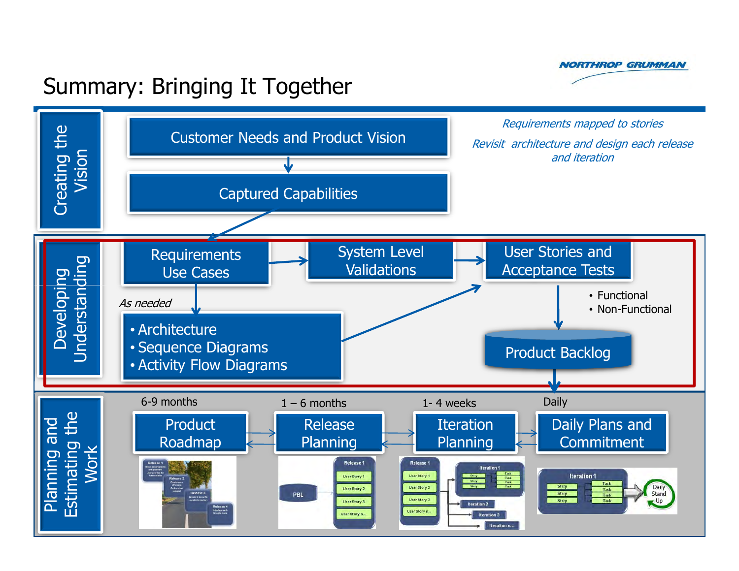# Summary: Bringing It Together

*Requirements mapped to stories*

*Revisit architecture and design each release and iteration*

## Creating the Vision

- Customer Needs and Product Vision
- Captured Capabilities

## Developing Understanding

- Requirements Use Cases
- System Level Validations
- User Stories and Acceptance Tests
  - Functional
  - Non-Functional
- *As needed*
  - Architecture
  - Sequence Diagrams
  - Activity Flow Diagrams
- Product Backlog

## Planning and Estimating the Work

| 6-9 months | 1 – 6 months | 1- 4 weeks | Daily |
| --- | --- | --- | --- |
| Product Roadmap | Release Planning | Iteration Planning | Daily Plans and Commitment |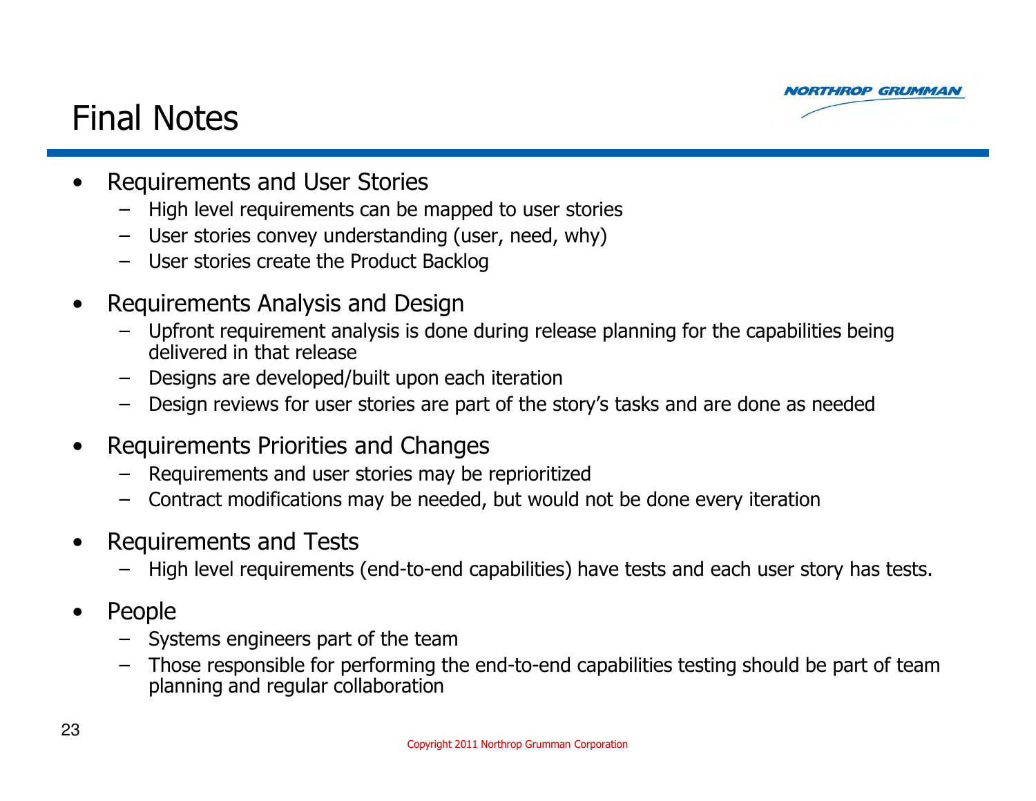# Final Notes

- Requirements and User Stories
  - High level requirements can be mapped to user stories
  - User stories convey understanding (user, need, why)
  - User stories create the Product Backlog
- Requirements Analysis and Design
  - Upfront requirement analysis is done during release planning for the capabilities being delivered in that release
  - Designs are developed/built upon each iteration
  - Design reviews for user stories are part of the story's tasks and are done as needed
- Requirements Priorities and Changes
  - Requirements and user stories may be reprioritized
  - Contract modifications may be needed, but would not be done every iteration
- Requirements and Tests
  - High level requirements (end-to-end capabilities) have tests and each user story has tests.
- People
  - Systems engineers part of the team
  - Those responsible for performing the end-to-end capabilities testing should be part of team planning and regular collaboration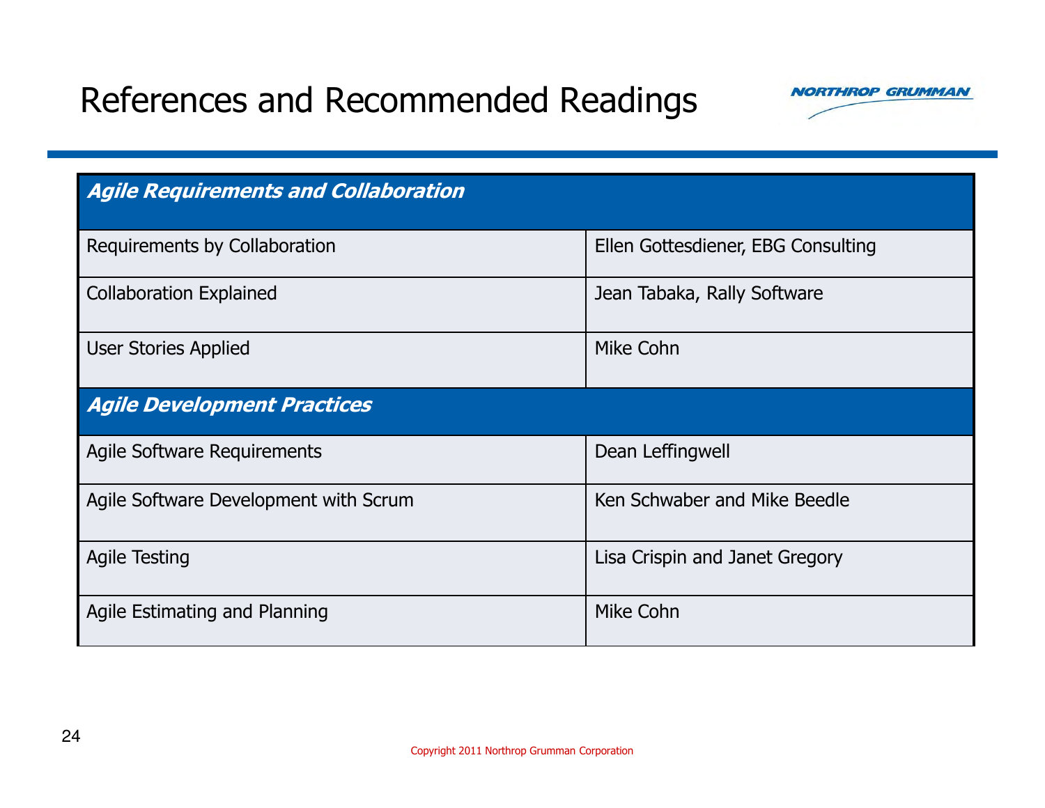# References and Recommended Readings

| ***Agile Requirements and Collaboration*** | |
|---|---|
| Requirements by Collaboration | Ellen Gottesdiener, EBG Consulting |
| Collaboration Explained | Jean Tabaka, Rally Software |
| User Stories Applied | Mike Cohn |
| ***Agile Development Practices*** | |
| Agile Software Requirements | Dean Leffingwell |
| Agile Software Development with Scrum | Ken Schwaber and Mike Beedle |
| Agile Testing | Lisa Crispin and Janet Gregory |
| Agile Estimating and Planning | Mike Cohn |

Copyright 2011 Northrop Grumman Corporation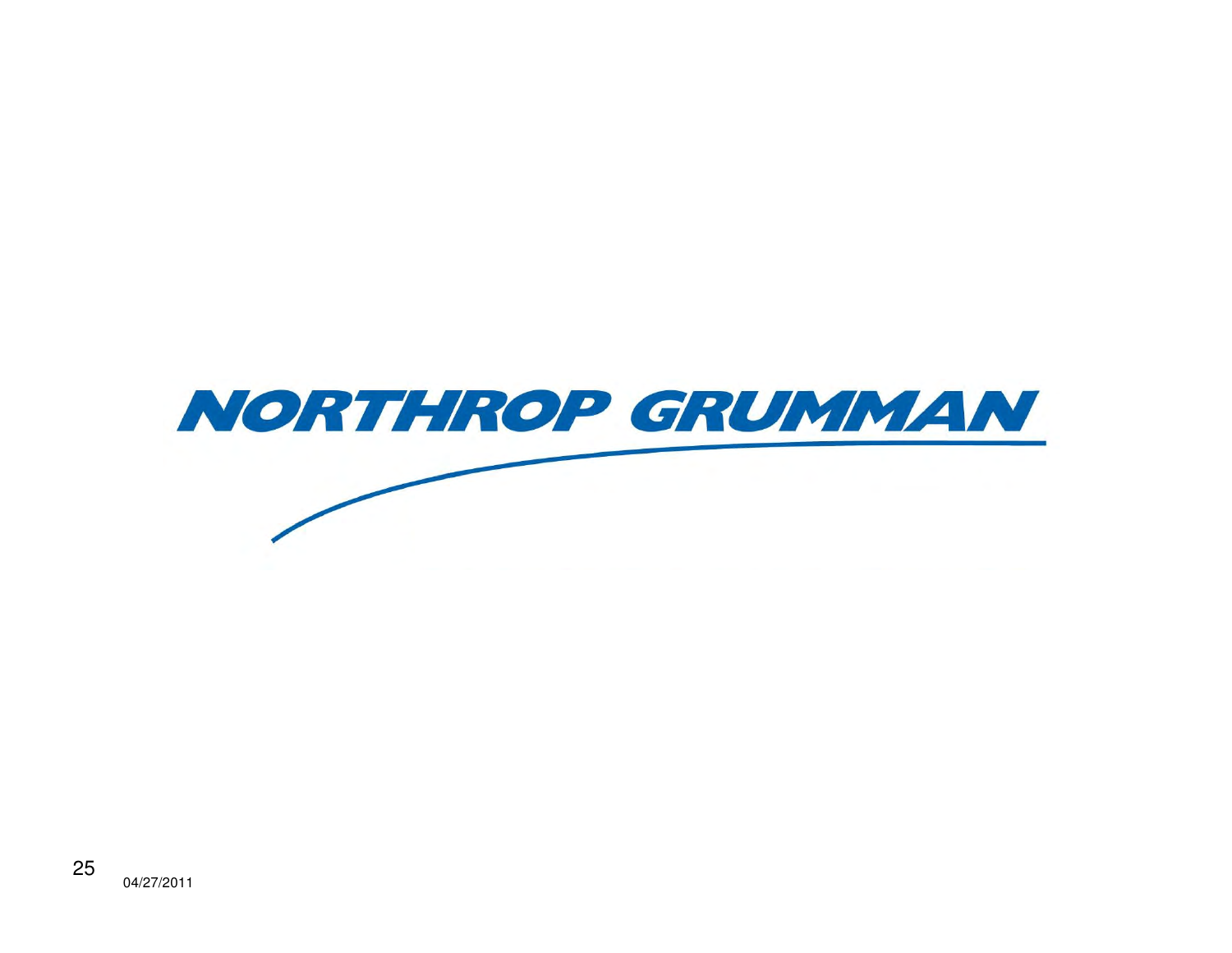NORTHROP GRUMMAN